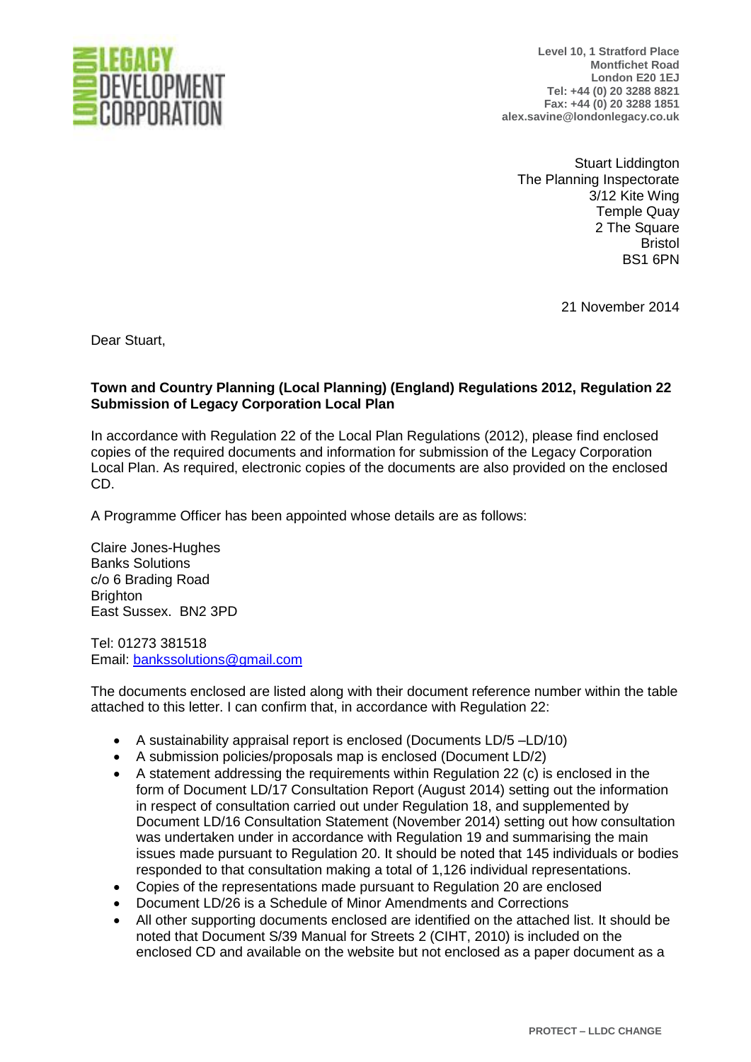LONDON LEGACY DEVELOPMENT CORPORATION

**Level 10, 1 Stratford Place**
**Montfichet Road**
**London E20 1EJ**
**Tel: +44 (0) 20 3288 8821**
**Fax: +44 (0) 20 3288 1851**
**alex.savine@londonlegacy.co.uk**

Stuart Liddington
The Planning Inspectorate
3/12 Kite Wing
Temple Quay
2 The Square
Bristol
BS1 6PN

21 November 2014

Dear Stuart,

**Town and Country Planning (Local Planning) (England) Regulations 2012, Regulation 22 Submission of Legacy Corporation Local Plan**

In accordance with Regulation 22 of the Local Plan Regulations (2012), please find enclosed copies of the required documents and information for submission of the Legacy Corporation Local Plan. As required, electronic copies of the documents are also provided on the enclosed CD.

A Programme Officer has been appointed whose details are as follows:

Claire Jones-Hughes
Banks Solutions
c/o 6 Brading Road
Brighton
East Sussex. BN2 3PD

Tel: 01273 381518
Email: bankssolutions@gmail.com

The documents enclosed are listed along with their document reference number within the table attached to this letter. I can confirm that, in accordance with Regulation 22:

- A sustainability appraisal report is enclosed (Documents LD/5 –LD/10)
- A submission policies/proposals map is enclosed (Document LD/2)
- A statement addressing the requirements within Regulation 22 (c) is enclosed in the form of Document LD/17 Consultation Report (August 2014) setting out the information in respect of consultation carried out under Regulation 18, and supplemented by Document LD/16 Consultation Statement (November 2014) setting out how consultation was undertaken under in accordance with Regulation 19 and summarising the main issues made pursuant to Regulation 20. It should be noted that 145 individuals or bodies responded to that consultation making a total of 1,126 individual representations.
- Copies of the representations made pursuant to Regulation 20 are enclosed
- Document LD/26 is a Schedule of Minor Amendments and Corrections
- All other supporting documents enclosed are identified on the attached list. It should be noted that Document S/39 Manual for Streets 2 (CIHT, 2010) is included on the enclosed CD and available on the website but not enclosed as a paper document as a

PROTECT – LLDC CHANGE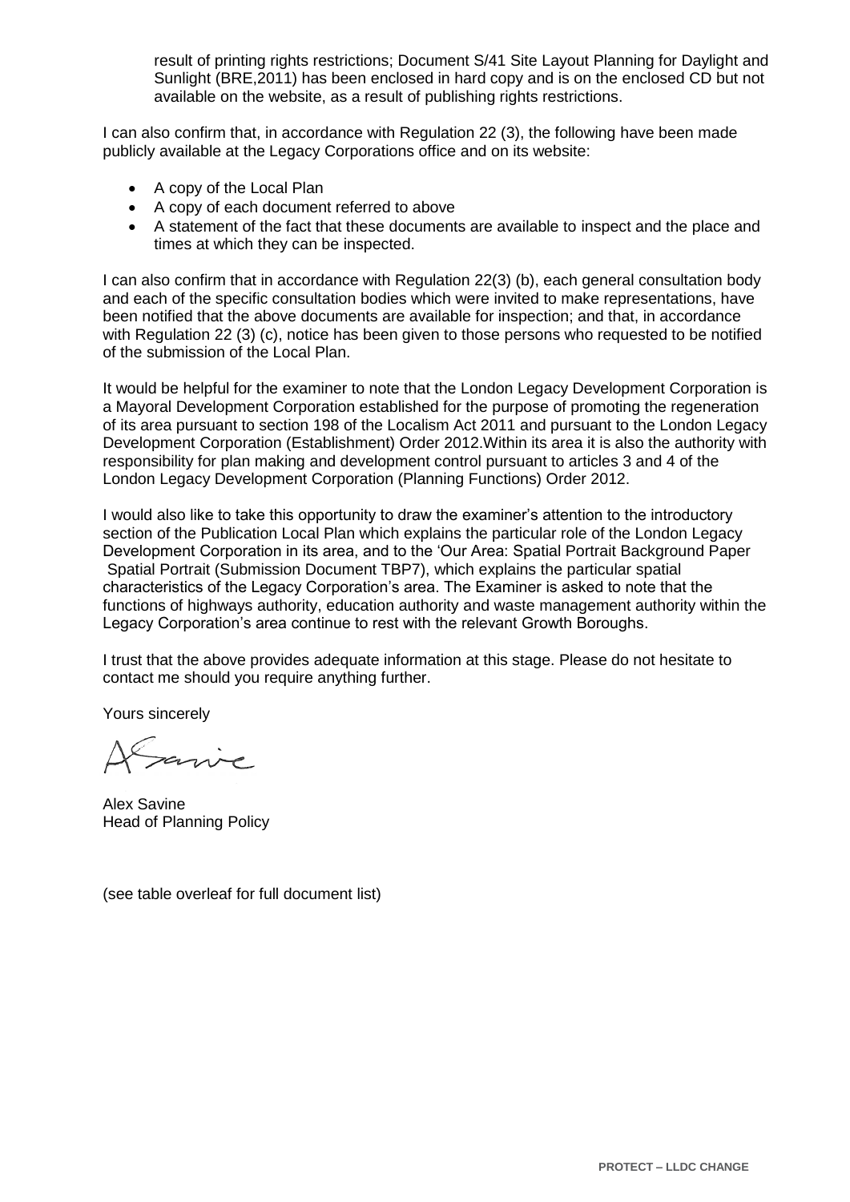result of printing rights restrictions; Document S/41 Site Layout Planning for Daylight and Sunlight (BRE,2011) has been enclosed in hard copy and is on the enclosed CD but not available on the website, as a result of publishing rights restrictions.

I can also confirm that, in accordance with Regulation 22 (3), the following have been made publicly available at the Legacy Corporations office and on its website:

- A copy of the Local Plan
- A copy of each document referred to above
- A statement of the fact that these documents are available to inspect and the place and times at which they can be inspected.

I can also confirm that in accordance with Regulation 22(3) (b), each general consultation body and each of the specific consultation bodies which were invited to make representations, have been notified that the above documents are available for inspection; and that, in accordance with Regulation 22 (3) (c), notice has been given to those persons who requested to be notified of the submission of the Local Plan.

It would be helpful for the examiner to note that the London Legacy Development Corporation is a Mayoral Development Corporation established for the purpose of promoting the regeneration of its area pursuant to section 198 of the Localism Act 2011 and pursuant to the London Legacy Development Corporation (Establishment) Order 2012.Within its area it is also the authority with responsibility for plan making and development control pursuant to articles 3 and 4 of the London Legacy Development Corporation (Planning Functions) Order 2012.

I would also like to take this opportunity to draw the examiner's attention to the introductory section of the Publication Local Plan which explains the particular role of the London Legacy Development Corporation in its area, and to the 'Our Area: Spatial Portrait Background Paper Spatial Portrait (Submission Document TBP7), which explains the particular spatial characteristics of the Legacy Corporation's area. The Examiner is asked to note that the functions of highways authority, education authority and waste management authority within the Legacy Corporation's area continue to rest with the relevant Growth Boroughs.

I trust that the above provides adequate information at this stage. Please do not hesitate to contact me should you require anything further.

Yours sincerely

Alex Savine
Head of Planning Policy

(see table overleaf for full document list)

PROTECT – LLDC CHANGE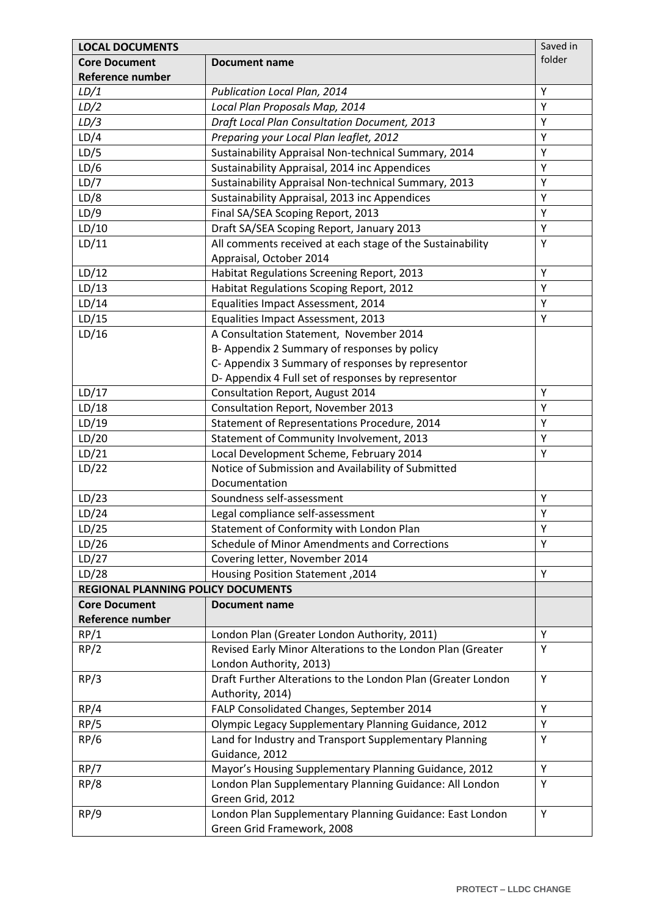| LOCAL DOCUMENTS | | Saved in folder |
|---|---|---|
| **Core Document Reference number** | **Document name** | |
| *LD/1* | *Publication Local Plan, 2014* | Y |
| *LD/2* | *Local Plan Proposals Map, 2014* | Y |
| *LD/3* | *Draft Local Plan Consultation Document, 2013* | Y |
| LD/4 | *Preparing your Local Plan leaflet, 2012* | Y |
| LD/5 | Sustainability Appraisal Non-technical Summary, 2014 | Y |
| LD/6 | Sustainability Appraisal, 2014 inc Appendices | Y |
| LD/7 | Sustainability Appraisal Non-technical Summary, 2013 | Y |
| LD/8 | Sustainability Appraisal, 2013 inc Appendices | Y |
| LD/9 | Final SA/SEA Scoping Report, 2013 | Y |
| LD/10 | Draft SA/SEA Scoping Report, January 2013 | Y |
| LD/11 | All comments received at each stage of the Sustainability Appraisal, October 2014 | Y |
| LD/12 | Habitat Regulations Screening Report, 2013 | Y |
| LD/13 | Habitat Regulations Scoping Report, 2012 | Y |
| LD/14 | Equalities Impact Assessment, 2014 | Y |
| LD/15 | Equalities Impact Assessment, 2013 | Y |
| LD/16 | A Consultation Statement, November 2014<br>B- Appendix 2 Summary of responses by policy<br>C- Appendix 3 Summary of responses by representor<br>D- Appendix 4 Full set of responses by representor | |
| LD/17 | Consultation Report, August 2014 | Y |
| LD/18 | Consultation Report, November 2013 | Y |
| LD/19 | Statement of Representations Procedure, 2014 | Y |
| LD/20 | Statement of Community Involvement, 2013 | Y |
| LD/21 | Local Development Scheme, February 2014 | Y |
| LD/22 | Notice of Submission and Availability of Submitted Documentation | |
| LD/23 | Soundness self-assessment | Y |
| LD/24 | Legal compliance self-assessment | Y |
| LD/25 | Statement of Conformity with London Plan | Y |
| LD/26 | Schedule of Minor Amendments and Corrections | Y |
| LD/27 | Covering letter, November 2014 | |
| LD/28 | Housing Position Statement ,2014 | Y |
| **REGIONAL PLANNING POLICY DOCUMENTS** | | |
| **Core Document Reference number** | **Document name** | |
| RP/1 | London Plan (Greater London Authority, 2011) | Y |
| RP/2 | Revised Early Minor Alterations to the London Plan (Greater London Authority, 2013) | Y |
| RP/3 | Draft Further Alterations to the London Plan (Greater London Authority, 2014) | Y |
| RP/4 | FALP Consolidated Changes, September 2014 | Y |
| RP/5 | Olympic Legacy Supplementary Planning Guidance, 2012 | Y |
| RP/6 | Land for Industry and Transport Supplementary Planning Guidance, 2012 | Y |
| RP/7 | Mayor's Housing Supplementary Planning Guidance, 2012 | Y |
| RP/8 | London Plan Supplementary Planning Guidance: All London Green Grid, 2012 | Y |
| RP/9 | London Plan Supplementary Planning Guidance: East London Green Grid Framework, 2008 | Y |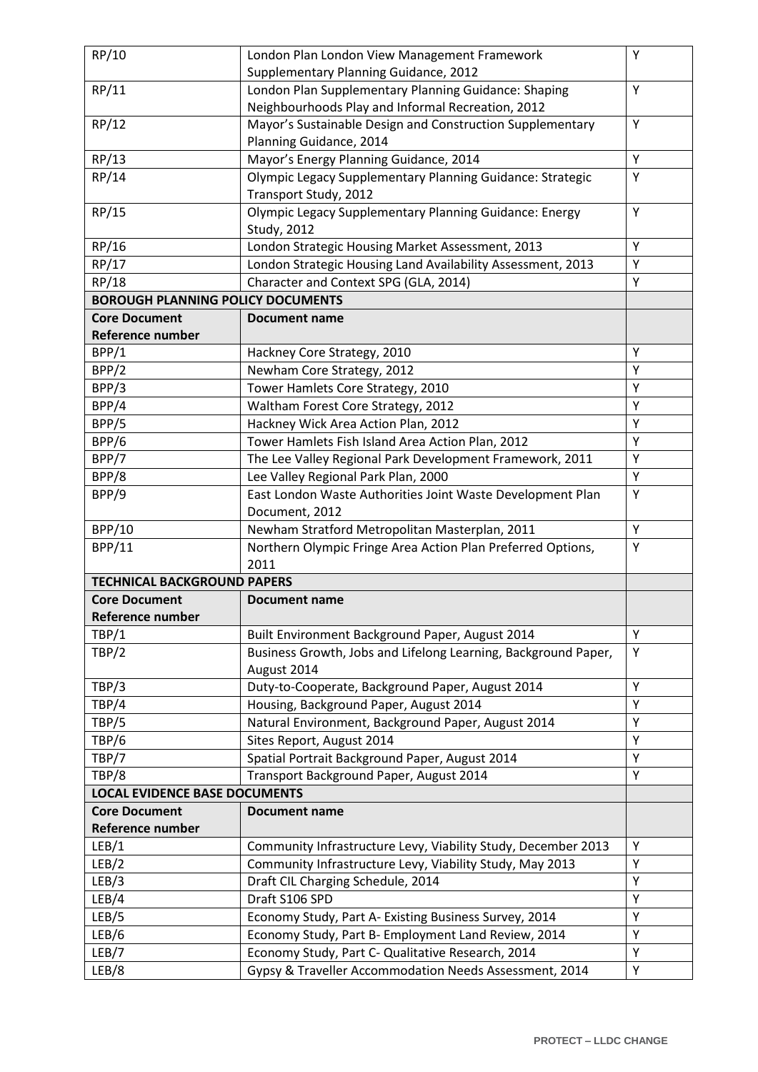| RP/10 | London Plan London View Management Framework Supplementary Planning Guidance, 2012 | Y |
|---|---|---|
| RP/11 | London Plan Supplementary Planning Guidance: Shaping Neighbourhoods Play and Informal Recreation, 2012 | Y |
| RP/12 | Mayor's Sustainable Design and Construction Supplementary Planning Guidance, 2014 | Y |
| RP/13 | Mayor's Energy Planning Guidance, 2014 | Y |
| RP/14 | Olympic Legacy Supplementary Planning Guidance: Strategic Transport Study, 2012 | Y |
| RP/15 | Olympic Legacy Supplementary Planning Guidance: Energy Study, 2012 | Y |
| RP/16 | London Strategic Housing Market Assessment, 2013 | Y |
| RP/17 | London Strategic Housing Land Availability Assessment, 2013 | Y |
| RP/18 | Character and Context SPG (GLA, 2014) | Y |
| **BOROUGH PLANNING POLICY DOCUMENTS** | | |
| **Core Document Reference number** | **Document name** | |
| BPP/1 | Hackney Core Strategy, 2010 | Y |
| BPP/2 | Newham Core Strategy, 2012 | Y |
| BPP/3 | Tower Hamlets Core Strategy, 2010 | Y |
| BPP/4 | Waltham Forest Core Strategy, 2012 | Y |
| BPP/5 | Hackney Wick Area Action Plan, 2012 | Y |
| BPP/6 | Tower Hamlets Fish Island Area Action Plan, 2012 | Y |
| BPP/7 | The Lee Valley Regional Park Development Framework, 2011 | Y |
| BPP/8 | Lee Valley Regional Park Plan, 2000 | Y |
| BPP/9 | East London Waste Authorities Joint Waste Development Plan Document, 2012 | Y |
| BPP/10 | Newham Stratford Metropolitan Masterplan, 2011 | Y |
| BPP/11 | Northern Olympic Fringe Area Action Plan Preferred Options, 2011 | Y |
| **TECHNICAL BACKGROUND PAPERS** | | |
| **Core Document Reference number** | **Document name** | |
| TBP/1 | Built Environment Background Paper, August 2014 | Y |
| TBP/2 | Business Growth, Jobs and Lifelong Learning, Background Paper, August 2014 | Y |
| TBP/3 | Duty-to-Cooperate, Background Paper, August 2014 | Y |
| TBP/4 | Housing, Background Paper, August 2014 | Y |
| TBP/5 | Natural Environment, Background Paper, August 2014 | Y |
| TBP/6 | Sites Report, August 2014 | Y |
| TBP/7 | Spatial Portrait Background Paper, August 2014 | Y |
| TBP/8 | Transport Background Paper, August 2014 | Y |
| **LOCAL EVIDENCE BASE DOCUMENTS** | | |
| **Core Document Reference number** | **Document name** | |
| LEB/1 | Community Infrastructure Levy, Viability Study, December 2013 | Y |
| LEB/2 | Community Infrastructure Levy, Viability Study, May 2013 | Y |
| LEB/3 | Draft CIL Charging Schedule, 2014 | Y |
| LEB/4 | Draft S106 SPD | Y |
| LEB/5 | Economy Study, Part A- Existing Business Survey, 2014 | Y |
| LEB/6 | Economy Study, Part B- Employment Land Review, 2014 | Y |
| LEB/7 | Economy Study, Part C- Qualitative Research, 2014 | Y |
| LEB/8 | Gypsy & Traveller Accommodation Needs Assessment, 2014 | Y |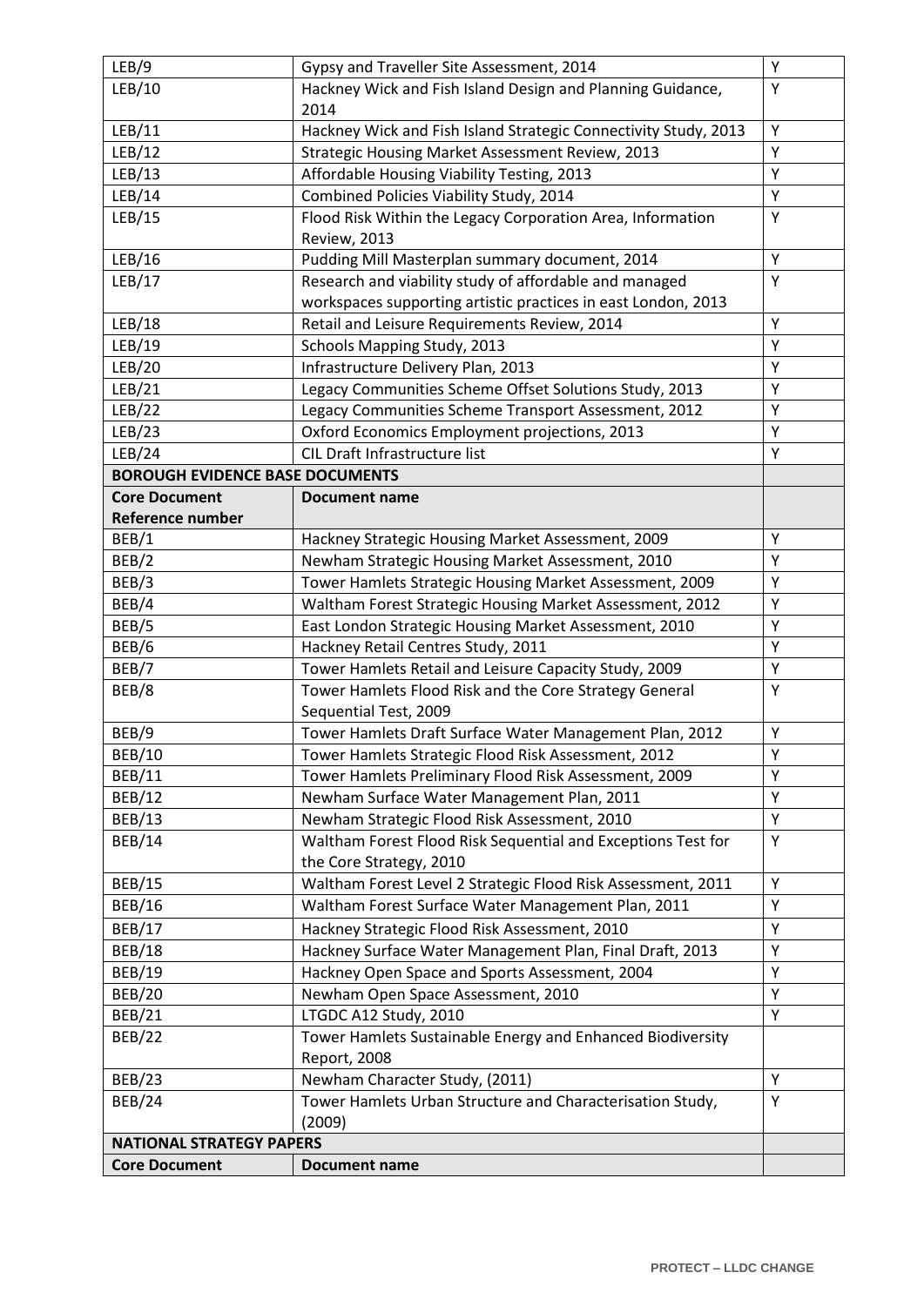| | | |
|---|---|---|
| LEB/9 | Gypsy and Traveller Site Assessment, 2014 | Y |
| LEB/10 | Hackney Wick and Fish Island Design and Planning Guidance, 2014 | Y |
| LEB/11 | Hackney Wick and Fish Island Strategic Connectivity Study, 2013 | Y |
| LEB/12 | Strategic Housing Market Assessment Review, 2013 | Y |
| LEB/13 | Affordable Housing Viability Testing, 2013 | Y |
| LEB/14 | Combined Policies Viability Study, 2014 | Y |
| LEB/15 | Flood Risk Within the Legacy Corporation Area, Information Review, 2013 | Y |
| LEB/16 | Pudding Mill Masterplan summary document, 2014 | Y |
| LEB/17 | Research and viability study of affordable and managed workspaces supporting artistic practices in east London, 2013 | Y |
| LEB/18 | Retail and Leisure Requirements Review, 2014 | Y |
| LEB/19 | Schools Mapping Study, 2013 | Y |
| LEB/20 | Infrastructure Delivery Plan, 2013 | Y |
| LEB/21 | Legacy Communities Scheme Offset Solutions Study, 2013 | Y |
| LEB/22 | Legacy Communities Scheme Transport Assessment, 2012 | Y |
| LEB/23 | Oxford Economics Employment projections, 2013 | Y |
| LEB/24 | CIL Draft Infrastructure list | Y |
| **BOROUGH EVIDENCE BASE DOCUMENTS** | | |
| **Core Document Reference number** | **Document name** | |
| BEB/1 | Hackney Strategic Housing Market Assessment, 2009 | Y |
| BEB/2 | Newham Strategic Housing Market Assessment, 2010 | Y |
| BEB/3 | Tower Hamlets Strategic Housing Market Assessment, 2009 | Y |
| BEB/4 | Waltham Forest Strategic Housing Market Assessment, 2012 | Y |
| BEB/5 | East London Strategic Housing Market Assessment, 2010 | Y |
| BEB/6 | Hackney Retail Centres Study, 2011 | Y |
| BEB/7 | Tower Hamlets Retail and Leisure Capacity Study, 2009 | Y |
| BEB/8 | Tower Hamlets Flood Risk and the Core Strategy General Sequential Test, 2009 | Y |
| BEB/9 | Tower Hamlets Draft Surface Water Management Plan, 2012 | Y |
| BEB/10 | Tower Hamlets Strategic Flood Risk Assessment, 2012 | Y |
| BEB/11 | Tower Hamlets Preliminary Flood Risk Assessment, 2009 | Y |
| BEB/12 | Newham Surface Water Management Plan, 2011 | Y |
| BEB/13 | Newham Strategic Flood Risk Assessment, 2010 | Y |
| BEB/14 | Waltham Forest Flood Risk Sequential and Exceptions Test for the Core Strategy, 2010 | Y |
| BEB/15 | Waltham Forest Level 2 Strategic Flood Risk Assessment, 2011 | Y |
| BEB/16 | Waltham Forest Surface Water Management Plan, 2011 | Y |
| BEB/17 | Hackney Strategic Flood Risk Assessment, 2010 | Y |
| BEB/18 | Hackney Surface Water Management Plan, Final Draft, 2013 | Y |
| BEB/19 | Hackney Open Space and Sports Assessment, 2004 | Y |
| BEB/20 | Newham Open Space Assessment, 2010 | Y |
| BEB/21 | LTGDC A12 Study, 2010 | Y |
| BEB/22 | Tower Hamlets Sustainable Energy and Enhanced Biodiversity Report, 2008 | |
| BEB/23 | Newham Character Study, (2011) | Y |
| BEB/24 | Tower Hamlets Urban Structure and Characterisation Study, (2009) | Y |
| **NATIONAL STRATEGY PAPERS** | | |
| **Core Document** | **Document name** | |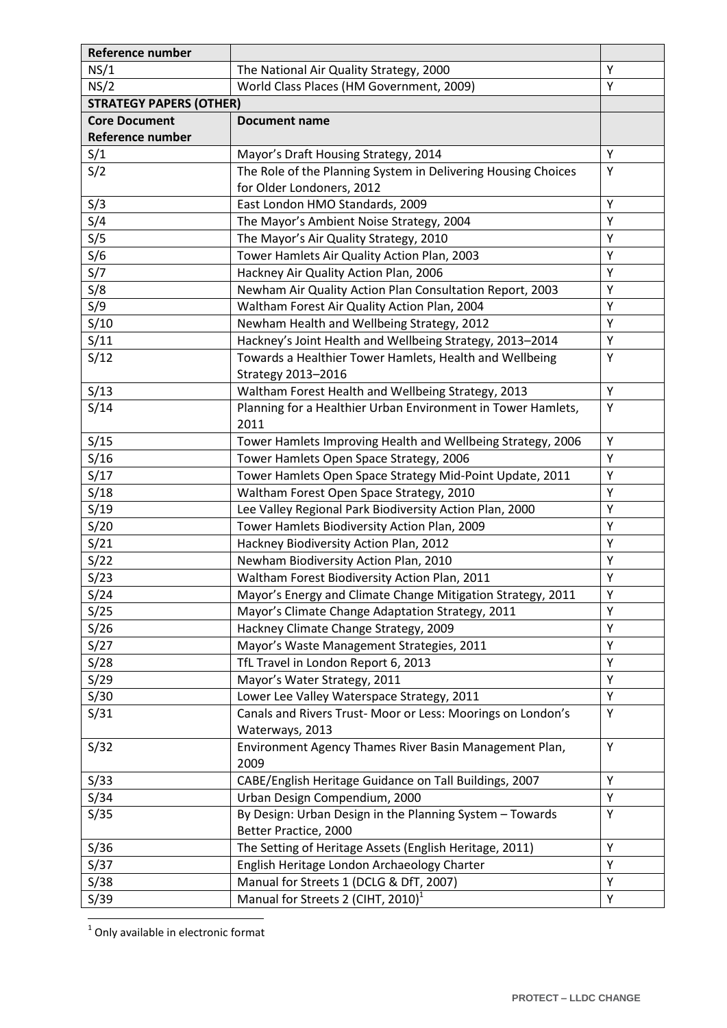| Reference number | | |
|---|---|---|
| NS/1 | The National Air Quality Strategy, 2000 | Y |
| NS/2 | World Class Places (HM Government, 2009) | Y |
| **STRATEGY PAPERS (OTHER)** | | |
| **Core Document Reference number** | **Document name** | |
| S/1 | Mayor's Draft Housing Strategy, 2014 | Y |
| S/2 | The Role of the Planning System in Delivering Housing Choices for Older Londoners, 2012 | Y |
| S/3 | East London HMO Standards, 2009 | Y |
| S/4 | The Mayor's Ambient Noise Strategy, 2004 | Y |
| S/5 | The Mayor's Air Quality Strategy, 2010 | Y |
| S/6 | Tower Hamlets Air Quality Action Plan, 2003 | Y |
| S/7 | Hackney Air Quality Action Plan, 2006 | Y |
| S/8 | Newham Air Quality Action Plan Consultation Report, 2003 | Y |
| S/9 | Waltham Forest Air Quality Action Plan, 2004 | Y |
| S/10 | Newham Health and Wellbeing Strategy, 2012 | Y |
| S/11 | Hackney's Joint Health and Wellbeing Strategy, 2013–2014 | Y |
| S/12 | Towards a Healthier Tower Hamlets, Health and Wellbeing Strategy 2013–2016 | Y |
| S/13 | Waltham Forest Health and Wellbeing Strategy, 2013 | Y |
| S/14 | Planning for a Healthier Urban Environment in Tower Hamlets, 2011 | Y |
| S/15 | Tower Hamlets Improving Health and Wellbeing Strategy, 2006 | Y |
| S/16 | Tower Hamlets Open Space Strategy, 2006 | Y |
| S/17 | Tower Hamlets Open Space Strategy Mid-Point Update, 2011 | Y |
| S/18 | Waltham Forest Open Space Strategy, 2010 | Y |
| S/19 | Lee Valley Regional Park Biodiversity Action Plan, 2000 | Y |
| S/20 | Tower Hamlets Biodiversity Action Plan, 2009 | Y |
| S/21 | Hackney Biodiversity Action Plan, 2012 | Y |
| S/22 | Newham Biodiversity Action Plan, 2010 | Y |
| S/23 | Waltham Forest Biodiversity Action Plan, 2011 | Y |
| S/24 | Mayor's Energy and Climate Change Mitigation Strategy, 2011 | Y |
| S/25 | Mayor's Climate Change Adaptation Strategy, 2011 | Y |
| S/26 | Hackney Climate Change Strategy, 2009 | Y |
| S/27 | Mayor's Waste Management Strategies, 2011 | Y |
| S/28 | TfL Travel in London Report 6, 2013 | Y |
| S/29 | Mayor's Water Strategy, 2011 | Y |
| S/30 | Lower Lee Valley Waterspace Strategy, 2011 | Y |
| S/31 | Canals and Rivers Trust- Moor or Less: Moorings on London's Waterways, 2013 | Y |
| S/32 | Environment Agency Thames River Basin Management Plan, 2009 | Y |
| S/33 | CABE/English Heritage Guidance on Tall Buildings, 2007 | Y |
| S/34 | Urban Design Compendium, 2000 | Y |
| S/35 | By Design: Urban Design in the Planning System – Towards Better Practice, 2000 | Y |
| S/36 | The Setting of Heritage Assets (English Heritage, 2011) | Y |
| S/37 | English Heritage London Archaeology Charter | Y |
| S/38 | Manual for Streets 1 (DCLG & DfT, 2007) | Y |
| S/39 | Manual for Streets 2 (CIHT, 2010)[1] | Y |

[1] Only available in electronic format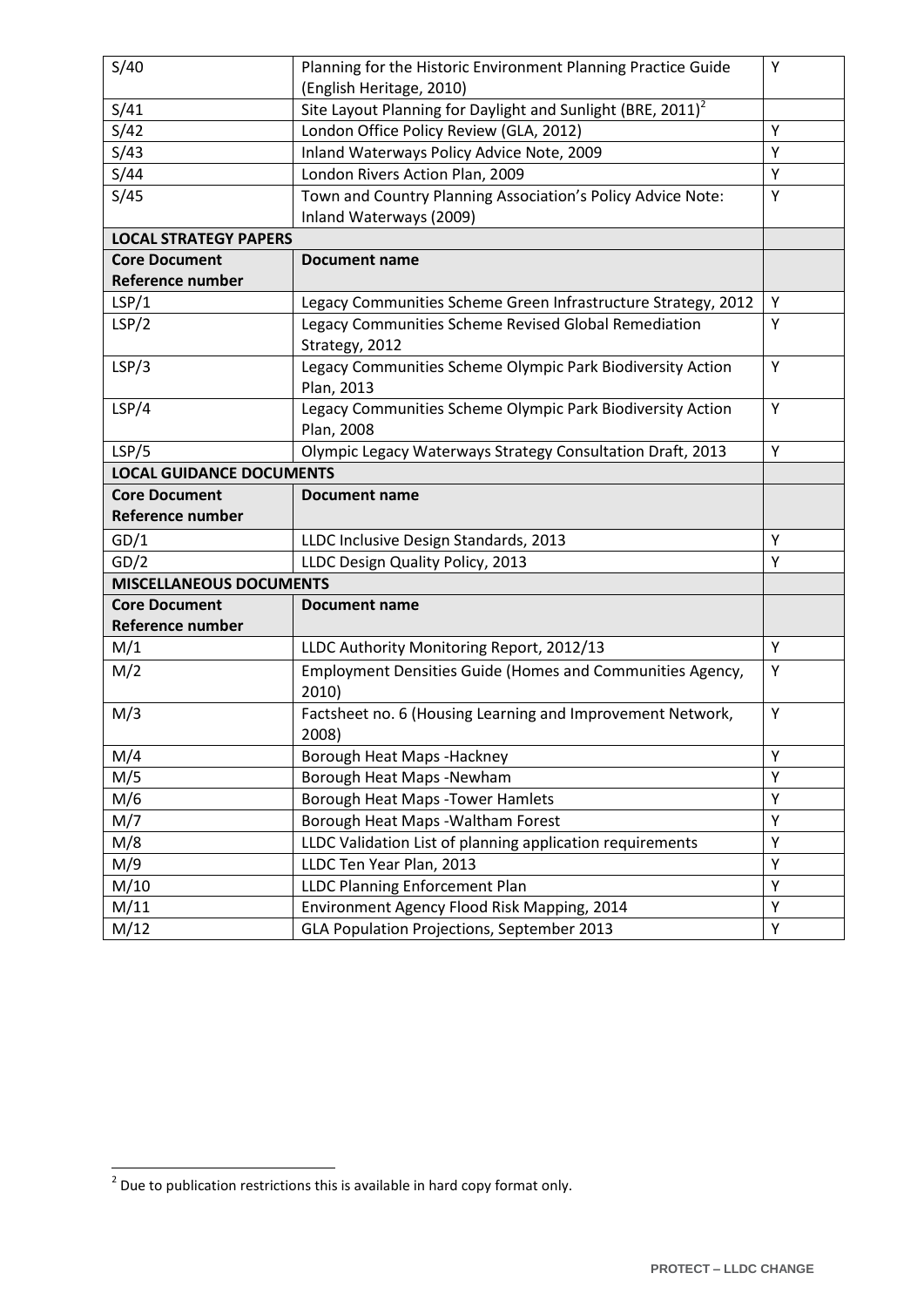| | | |
|---|---|---|
| S/40 | Planning for the Historic Environment Planning Practice Guide (English Heritage, 2010) | Y |
| S/41 | Site Layout Planning for Daylight and Sunlight (BRE, 2011)[2] | |
| S/42 | London Office Policy Review (GLA, 2012) | Y |
| S/43 | Inland Waterways Policy Advice Note, 2009 | Y |
| S/44 | London Rivers Action Plan, 2009 | Y |
| S/45 | Town and Country Planning Association's Policy Advice Note: Inland Waterways (2009) | Y |
| **LOCAL STRATEGY PAPERS** | | |
| **Core Document Reference number** | **Document name** | |
| LSP/1 | Legacy Communities Scheme Green Infrastructure Strategy, 2012 | Y |
| LSP/2 | Legacy Communities Scheme Revised Global Remediation Strategy, 2012 | Y |
| LSP/3 | Legacy Communities Scheme Olympic Park Biodiversity Action Plan, 2013 | Y |
| LSP/4 | Legacy Communities Scheme Olympic Park Biodiversity Action Plan, 2008 | Y |
| LSP/5 | Olympic Legacy Waterways Strategy Consultation Draft, 2013 | Y |
| **LOCAL GUIDANCE DOCUMENTS** | | |
| **Core Document Reference number** | **Document name** | |
| GD/1 | LLDC Inclusive Design Standards, 2013 | Y |
| GD/2 | LLDC Design Quality Policy, 2013 | Y |
| **MISCELLANEOUS DOCUMENTS** | | |
| **Core Document Reference number** | **Document name** | |
| M/1 | LLDC Authority Monitoring Report, 2012/13 | Y |
| M/2 | Employment Densities Guide (Homes and Communities Agency, 2010) | Y |
| M/3 | Factsheet no. 6 (Housing Learning and Improvement Network, 2008) | Y |
| M/4 | Borough Heat Maps -Hackney | Y |
| M/5 | Borough Heat Maps -Newham | Y |
| M/6 | Borough Heat Maps -Tower Hamlets | Y |
| M/7 | Borough Heat Maps -Waltham Forest | Y |
| M/8 | LLDC Validation List of planning application requirements | Y |
| M/9 | LLDC Ten Year Plan, 2013 | Y |
| M/10 | LLDC Planning Enforcement Plan | Y |
| M/11 | Environment Agency Flood Risk Mapping, 2014 | Y |
| M/12 | GLA Population Projections, September 2013 | Y |

[2] Due to publication restrictions this is available in hard copy format only.

PROTECT – LLDC CHANGE